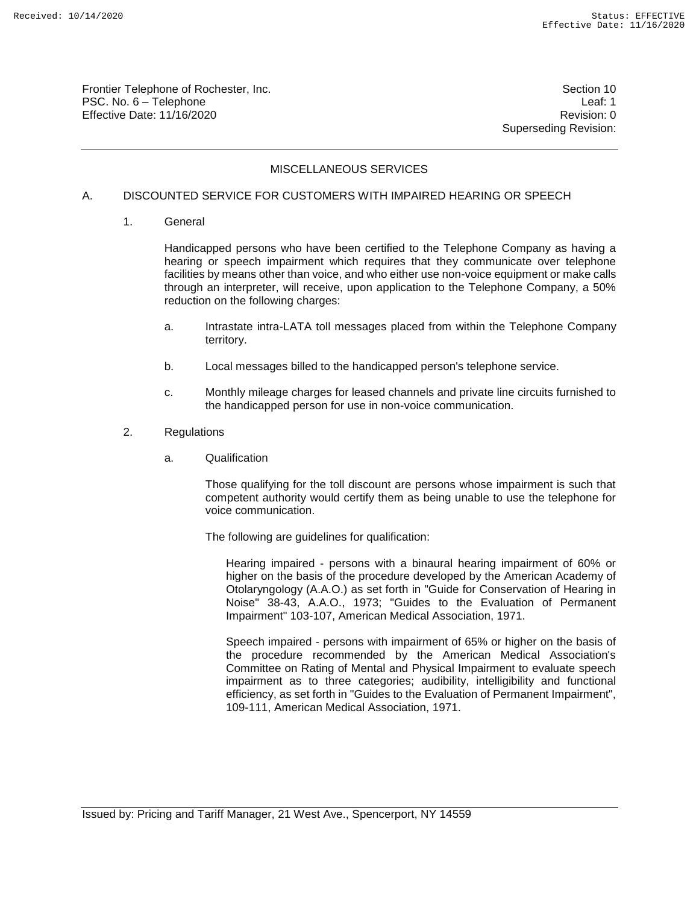## MISCELLANEOUS SERVICES

### A. DISCOUNTED SERVICE FOR CUSTOMERS WITH IMPAIRED HEARING OR SPEECH

1. General

   Handicapped persons who have been certified to the Telephone Company as having a hearing or speech impairment which requires that they communicate over telephone facilities by means other than voice, and who either use non-voice equipment or make calls through an interpreter, will receive, upon application to the Telephone Company, a 50% reduction on the following charges:

   a. Intrastate intra-LATA toll messages placed from within the Telephone Company territory.

   b. Local messages billed to the handicapped person's telephone service.

   c. Monthly mileage charges for leased channels and private line circuits furnished to the handicapped person for use in non-voice communication.

2. Regulations

   a. Qualification

      Those qualifying for the toll discount are persons whose impairment is such that competent authority would certify them as being unable to use the telephone for voice communication.

      The following are guidelines for qualification:

      Hearing impaired - persons with a binaural hearing impairment of 60% or higher on the basis of the procedure developed by the American Academy of Otolaryngology (A.A.O.) as set forth in "Guide for Conservation of Hearing in Noise" 38-43, A.A.O., 1973; "Guides to the Evaluation of Permanent Impairment" 103-107, American Medical Association, 1971.

      Speech impaired - persons with impairment of 65% or higher on the basis of the procedure recommended by the American Medical Association's Committee on Rating of Mental and Physical Impairment to evaluate speech impairment as to three categories; audibility, intelligibility and functional efficiency, as set forth in "Guides to the Evaluation of Permanent Impairment", 109-111, American Medical Association, 1971.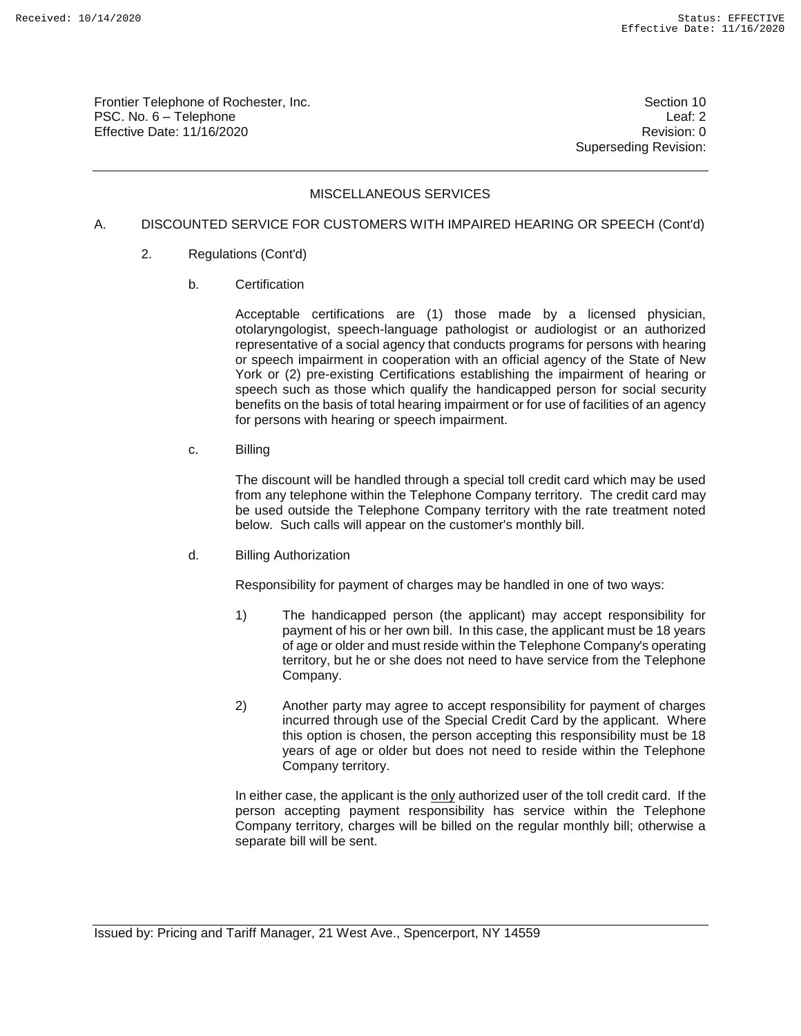## MISCELLANEOUS SERVICES

A. DISCOUNTED SERVICE FOR CUSTOMERS WITH IMPAIRED HEARING OR SPEECH (Cont'd)

2. Regulations (Cont'd)

b. Certification

Acceptable certifications are (1) those made by a licensed physician, otolaryngologist, speech-language pathologist or audiologist or an authorized representative of a social agency that conducts programs for persons with hearing or speech impairment in cooperation with an official agency of the State of New York or (2) pre-existing Certifications establishing the impairment of hearing or speech such as those which qualify the handicapped person for social security benefits on the basis of total hearing impairment or for use of facilities of an agency for persons with hearing or speech impairment.

c. Billing

The discount will be handled through a special toll credit card which may be used from any telephone within the Telephone Company territory. The credit card may be used outside the Telephone Company territory with the rate treatment noted below. Such calls will appear on the customer's monthly bill.

d. Billing Authorization

Responsibility for payment of charges may be handled in one of two ways:

1) The handicapped person (the applicant) may accept responsibility for payment of his or her own bill. In this case, the applicant must be 18 years of age or older and must reside within the Telephone Company's operating territory, but he or she does not need to have service from the Telephone Company.

2) Another party may agree to accept responsibility for payment of charges incurred through use of the Special Credit Card by the applicant. Where this option is chosen, the person accepting this responsibility must be 18 years of age or older but does not need to reside within the Telephone Company territory.

In either case, the applicant is the only authorized user of the toll credit card. If the person accepting payment responsibility has service within the Telephone Company territory, charges will be billed on the regular monthly bill; otherwise a separate bill will be sent.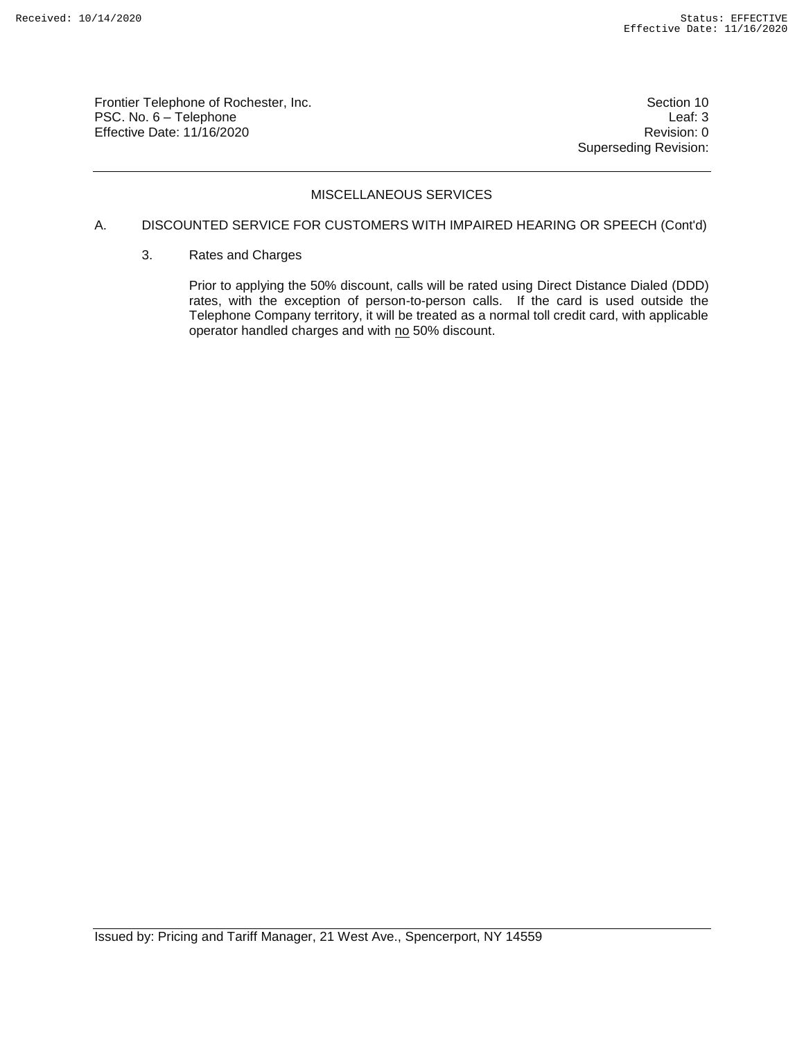## MISCELLANEOUS SERVICES

A. DISCOUNTED SERVICE FOR CUSTOMERS WITH IMPAIRED HEARING OR SPEECH (Cont'd)

3. Rates and Charges

Prior to applying the 50% discount, calls will be rated using Direct Distance Dialed (DDD) rates, with the exception of person-to-person calls. If the card is used outside the Telephone Company territory, it will be treated as a normal toll credit card, with applicable operator handled charges and with <u>no</u> 50% discount.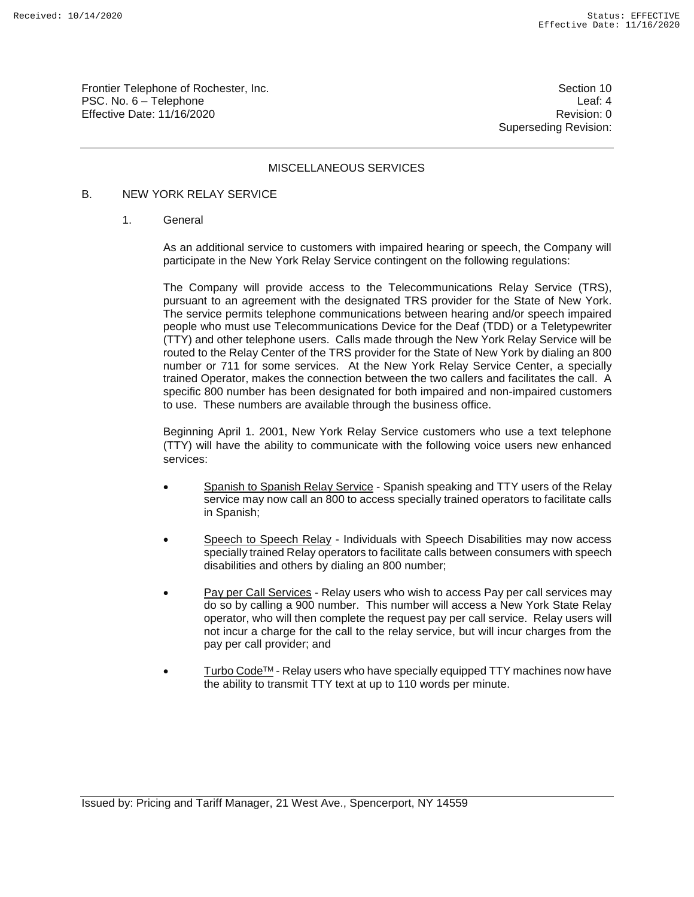## MISCELLANEOUS SERVICES

### B. NEW YORK RELAY SERVICE

#### 1. General

As an additional service to customers with impaired hearing or speech, the Company will participate in the New York Relay Service contingent on the following regulations:

The Company will provide access to the Telecommunications Relay Service (TRS), pursuant to an agreement with the designated TRS provider for the State of New York. The service permits telephone communications between hearing and/or speech impaired people who must use Telecommunications Device for the Deaf (TDD) or a Teletypewriter (TTY) and other telephone users. Calls made through the New York Relay Service will be routed to the Relay Center of the TRS provider for the State of New York by dialing an 800 number or 711 for some services. At the New York Relay Service Center, a specially trained Operator, makes the connection between the two callers and facilitates the call. A specific 800 number has been designated for both impaired and non-impaired customers to use. These numbers are available through the business office.

Beginning April 1. 2001, New York Relay Service customers who use a text telephone (TTY) will have the ability to communicate with the following voice users new enhanced services:

- Spanish to Spanish Relay Service - Spanish speaking and TTY users of the Relay service may now call an 800 to access specially trained operators to facilitate calls in Spanish;
- Speech to Speech Relay - Individuals with Speech Disabilities may now access specially trained Relay operators to facilitate calls between consumers with speech disabilities and others by dialing an 800 number;
- Pay per Call Services - Relay users who wish to access Pay per call services may do so by calling a 900 number. This number will access a New York State Relay operator, who will then complete the request pay per call service. Relay users will not incur a charge for the call to the relay service, but will incur charges from the pay per call provider; and
- Turbo Code™ - Relay users who have specially equipped TTY machines now have the ability to transmit TTY text at up to 110 words per minute.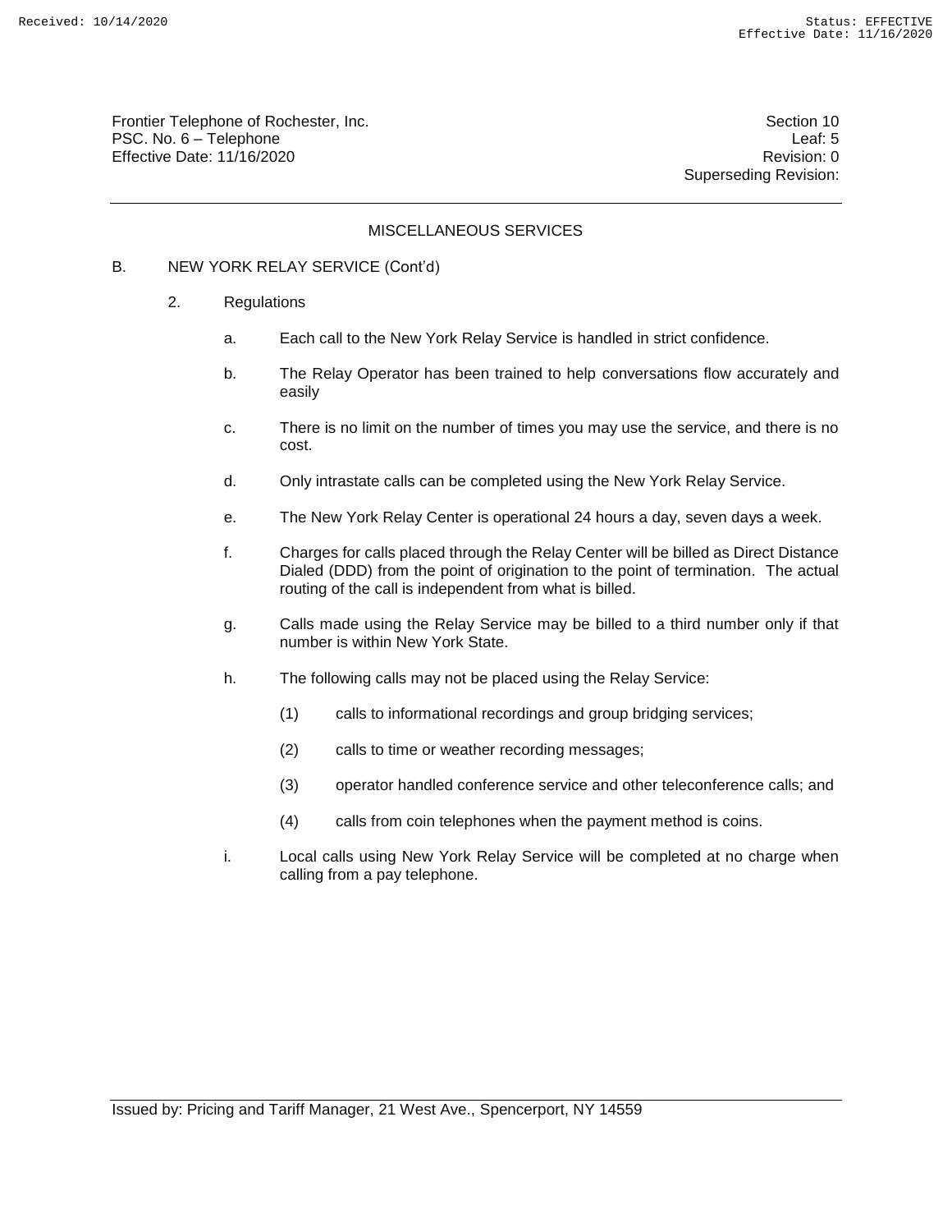## MISCELLANEOUS SERVICES

B. NEW YORK RELAY SERVICE (Cont'd)

2. Regulations

   a. Each call to the New York Relay Service is handled in strict confidence.

   b. The Relay Operator has been trained to help conversations flow accurately and easily

   c. There is no limit on the number of times you may use the service, and there is no cost.

   d. Only intrastate calls can be completed using the New York Relay Service.

   e. The New York Relay Center is operational 24 hours a day, seven days a week.

   f. Charges for calls placed through the Relay Center will be billed as Direct Distance Dialed (DDD) from the point of origination to the point of termination. The actual routing of the call is independent from what is billed.

   g. Calls made using the Relay Service may be billed to a third number only if that number is within New York State.

   h. The following calls may not be placed using the Relay Service:

      (1) calls to informational recordings and group bridging services;

      (2) calls to time or weather recording messages;

      (3) operator handled conference service and other teleconference calls; and

      (4) calls from coin telephones when the payment method is coins.

   i. Local calls using New York Relay Service will be completed at no charge when calling from a pay telephone.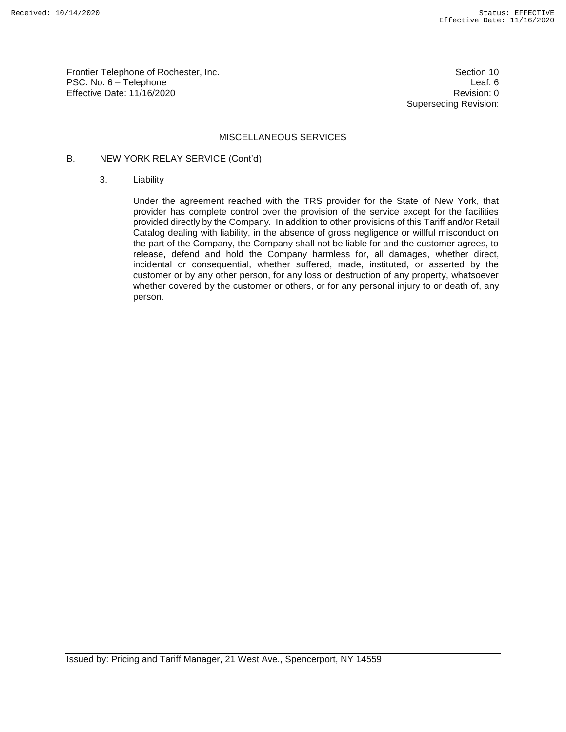## MISCELLANEOUS SERVICES

B. NEW YORK RELAY SERVICE (Cont'd)

3. Liability

Under the agreement reached with the TRS provider for the State of New York, that provider has complete control over the provision of the service except for the facilities provided directly by the Company. In addition to other provisions of this Tariff and/or Retail Catalog dealing with liability, in the absence of gross negligence or willful misconduct on the part of the Company, the Company shall not be liable for and the customer agrees, to release, defend and hold the Company harmless for, all damages, whether direct, incidental or consequential, whether suffered, made, instituted, or asserted by the customer or by any other person, for any loss or destruction of any property, whatsoever whether covered by the customer or others, or for any personal injury to or death of, any person.